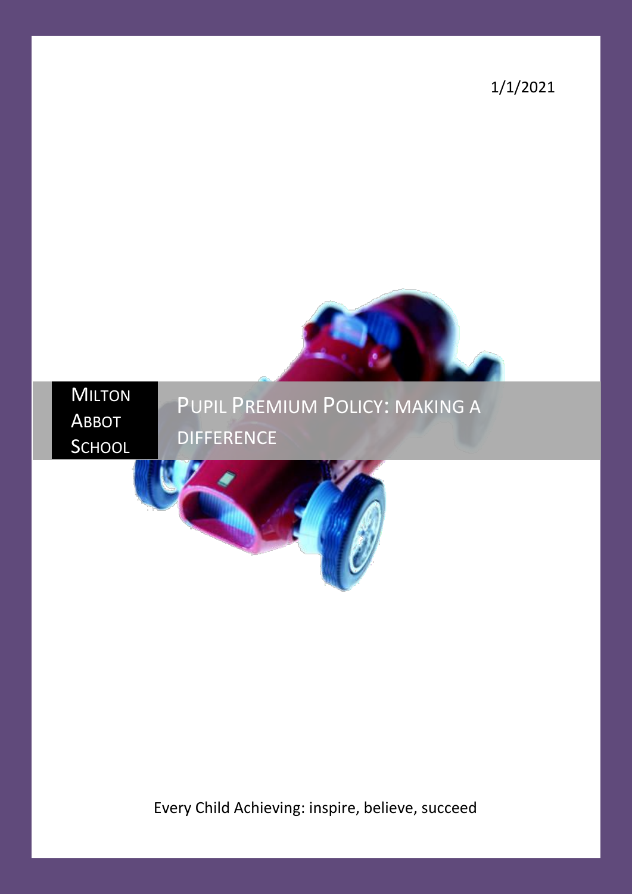1/1/2021

**Milton Abbot School**

# Pupil Premium Policy: making a difference

Every Child Achieving: inspire, believe, succeed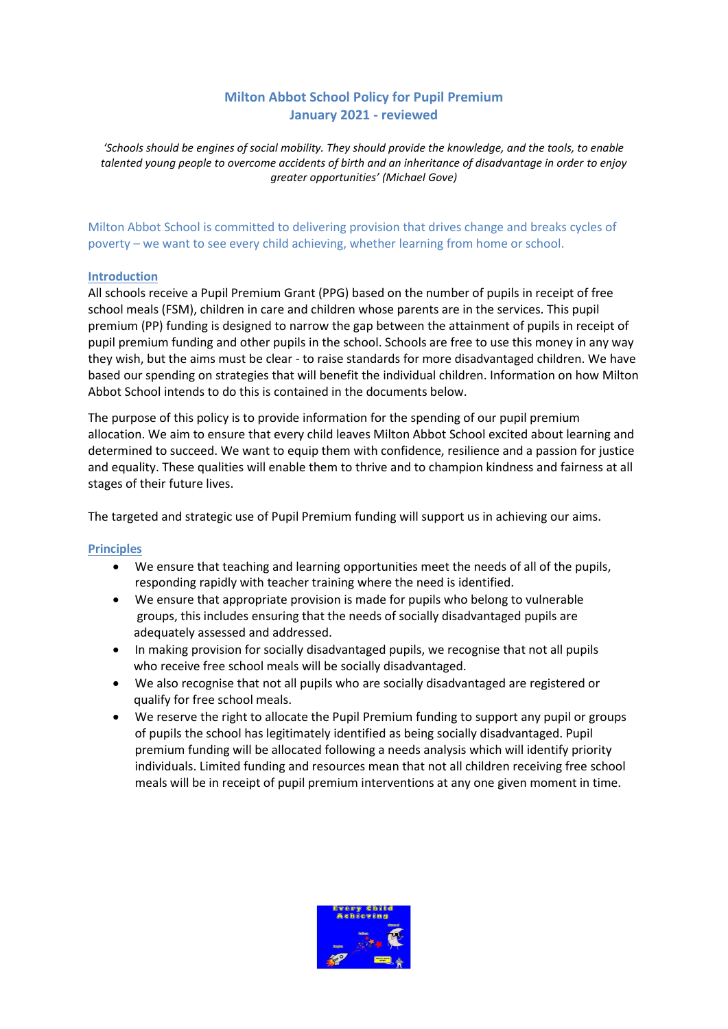# Milton Abbot School Policy for Pupil Premium
## January 2021 - reviewed

*'Schools should be engines of social mobility. They should provide the knowledge, and the tools, to enable talented young people to overcome accidents of birth and an inheritance of disadvantage in order to enjoy greater opportunities' (Michael Gove)*

Milton Abbot School is committed to delivering provision that drives change and breaks cycles of poverty – we want to see every child achieving, whether learning from home or school.

### Introduction

All schools receive a Pupil Premium Grant (PPG) based on the number of pupils in receipt of free school meals (FSM), children in care and children whose parents are in the services. This pupil premium (PP) funding is designed to narrow the gap between the attainment of pupils in receipt of pupil premium funding and other pupils in the school. Schools are free to use this money in any way they wish, but the aims must be clear - to raise standards for more disadvantaged children. We have based our spending on strategies that will benefit the individual children. Information on how Milton Abbot School intends to do this is contained in the documents below.

The purpose of this policy is to provide information for the spending of our pupil premium allocation. We aim to ensure that every child leaves Milton Abbot School excited about learning and determined to succeed. We want to equip them with confidence, resilience and a passion for justice and equality. These qualities will enable them to thrive and to champion kindness and fairness at all stages of their future lives.

The targeted and strategic use of Pupil Premium funding will support us in achieving our aims.

### Principles

- We ensure that teaching and learning opportunities meet the needs of all of the pupils, responding rapidly with teacher training where the need is identified.
- We ensure that appropriate provision is made for pupils who belong to vulnerable groups, this includes ensuring that the needs of socially disadvantaged pupils are adequately assessed and addressed.
- In making provision for socially disadvantaged pupils, we recognise that not all pupils who receive free school meals will be socially disadvantaged.
- We also recognise that not all pupils who are socially disadvantaged are registered or qualify for free school meals.
- We reserve the right to allocate the Pupil Premium funding to support any pupil or groups of pupils the school has legitimately identified as being socially disadvantaged. Pupil premium funding will be allocated following a needs analysis which will identify priority individuals. Limited funding and resources mean that not all children receiving free school meals will be in receipt of pupil premium interventions at any one given moment in time.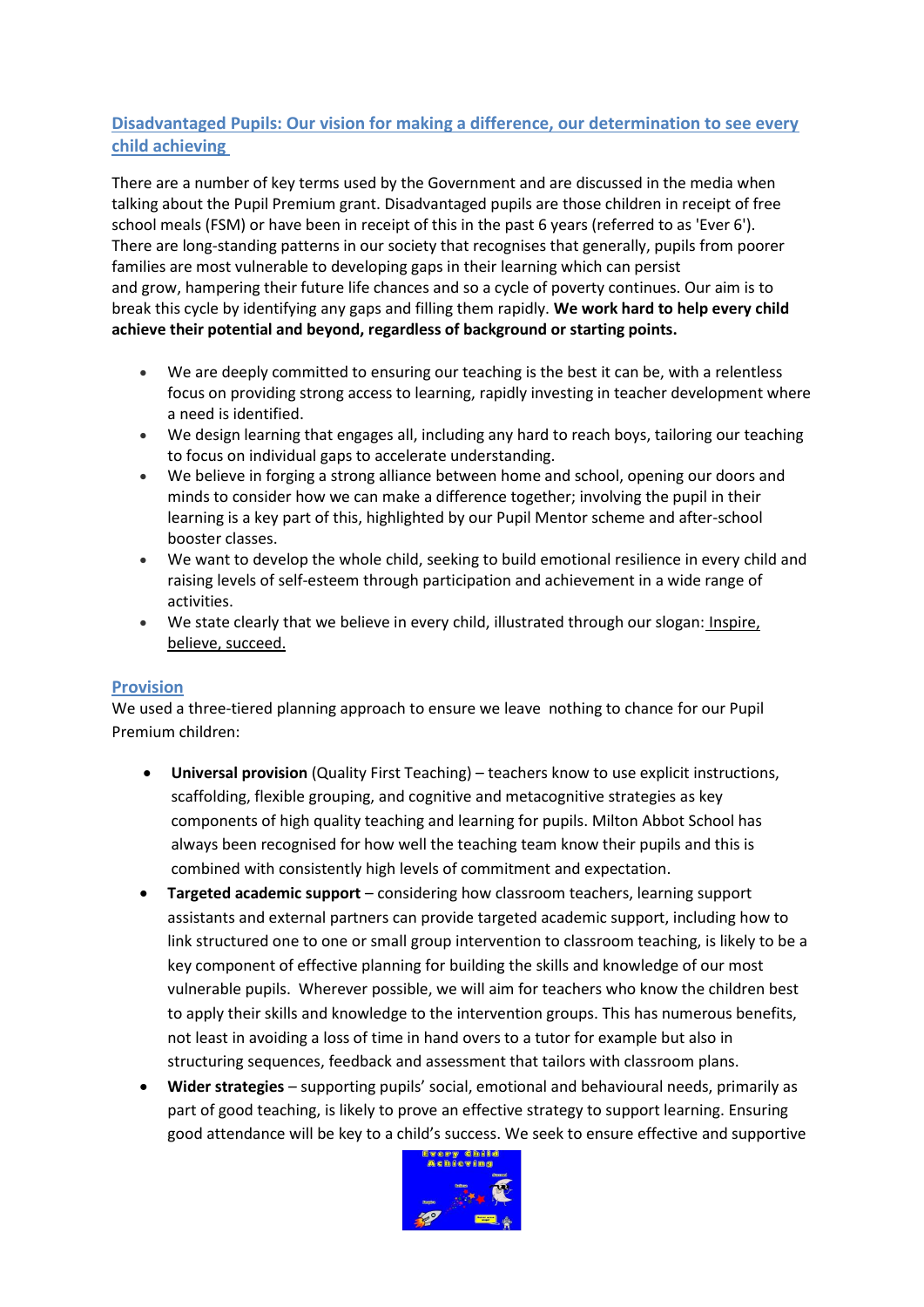## Disadvantaged Pupils: Our vision for making a difference, our determination to see every child achieving

There are a number of key terms used by the Government and are discussed in the media when talking about the Pupil Premium grant. Disadvantaged pupils are those children in receipt of free school meals (FSM) or have been in receipt of this in the past 6 years (referred to as 'Ever 6'). There are long-standing patterns in our society that recognises that generally, pupils from poorer families are most vulnerable to developing gaps in their learning which can persist and grow, hampering their future life chances and so a cycle of poverty continues. Our aim is to break this cycle by identifying any gaps and filling them rapidly. **We work hard to help every child achieve their potential and beyond, regardless of background or starting points.**

- We are deeply committed to ensuring our teaching is the best it can be, with a relentless focus on providing strong access to learning, rapidly investing in teacher development where a need is identified.
- We design learning that engages all, including any hard to reach boys, tailoring our teaching to focus on individual gaps to accelerate understanding.
- We believe in forging a strong alliance between home and school, opening our doors and minds to consider how we can make a difference together; involving the pupil in their learning is a key part of this, highlighted by our Pupil Mentor scheme and after-school booster classes.
- We want to develop the whole child, seeking to build emotional resilience in every child and raising levels of self-esteem through participation and achievement in a wide range of activities.
- We state clearly that we believe in every child, illustrated through our slogan: Inspire, believe, succeed.

## Provision

We used a three-tiered planning approach to ensure we leave nothing to chance for our Pupil Premium children:

- **Universal provision** (Quality First Teaching) – teachers know to use explicit instructions, scaffolding, flexible grouping, and cognitive and metacognitive strategies as key components of high quality teaching and learning for pupils. Milton Abbot School has always been recognised for how well the teaching team know their pupils and this is combined with consistently high levels of commitment and expectation.
- **Targeted academic support** – considering how classroom teachers, learning support assistants and external partners can provide targeted academic support, including how to link structured one to one or small group intervention to classroom teaching, is likely to be a key component of effective planning for building the skills and knowledge of our most vulnerable pupils. Wherever possible, we will aim for teachers who know the children best to apply their skills and knowledge to the intervention groups. This has numerous benefits, not least in avoiding a loss of time in hand overs to a tutor for example but also in structuring sequences, feedback and assessment that tailors with classroom plans.
- **Wider strategies** – supporting pupils' social, emotional and behavioural needs, primarily as part of good teaching, is likely to prove an effective strategy to support learning. Ensuring good attendance will be key to a child's success. We seek to ensure effective and supportive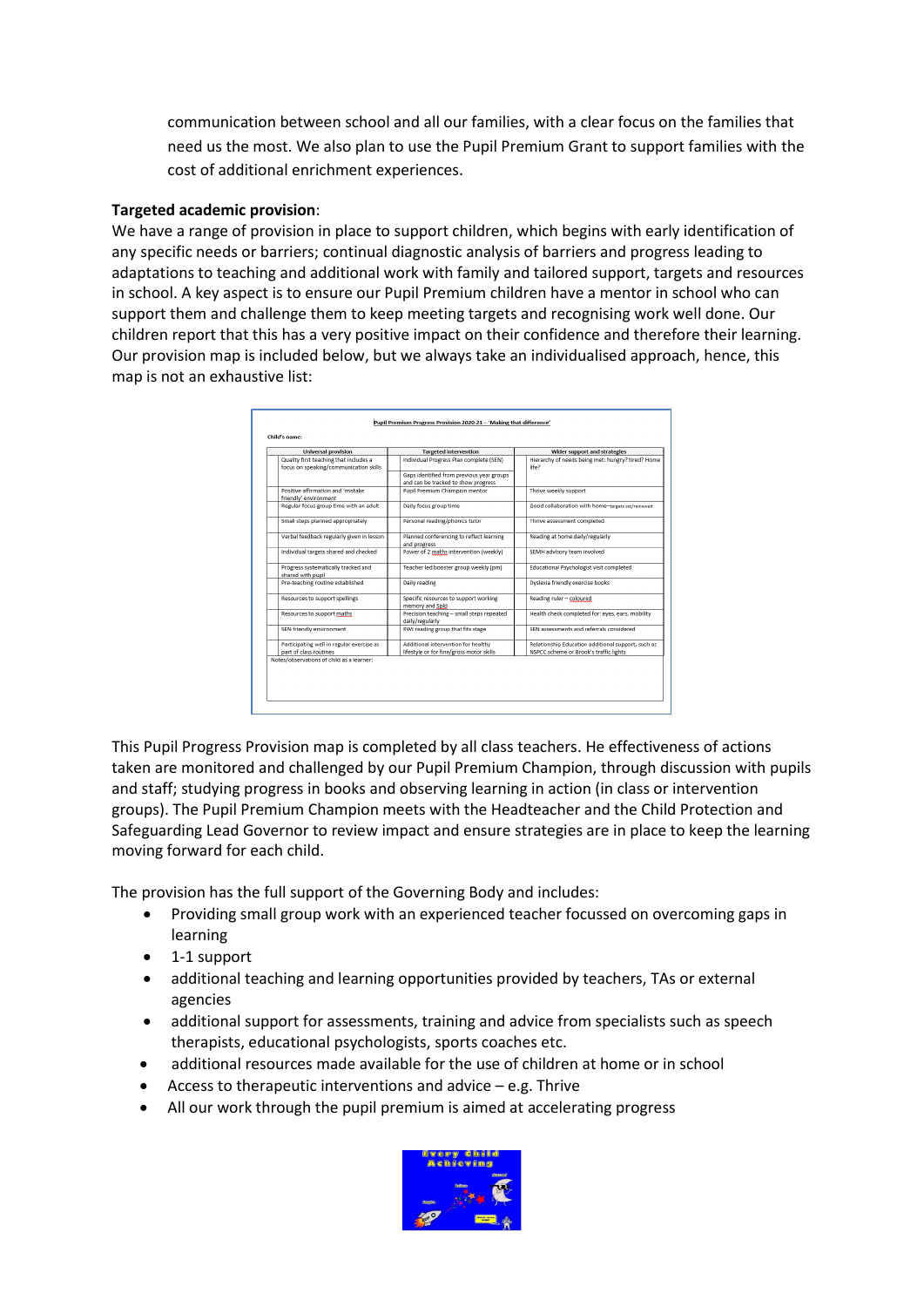communication between school and all our families, with a clear focus on the families that need us the most. We also plan to use the Pupil Premium Grant to support families with the cost of additional enrichment experiences.

**Targeted academic provision**:

We have a range of provision in place to support children, which begins with early identification of any specific needs or barriers; continual diagnostic analysis of barriers and progress leading to adaptations to teaching and additional work with family and tailored support, targets and resources in school. A key aspect is to ensure our Pupil Premium children have a mentor in school who can support them and challenge them to keep meeting targets and recognising work well done. Our children report that this has a very positive impact on their confidence and therefore their learning. Our provision map is included below, but we always take an individualised approach, hence, this map is not an exhaustive list:

**Pupil Premium Progress Provision 2020-21 – 'Making that difference'**

Child's name:

| Universal provision | | Targeted intervention | | Wider support and strategies | |
|---|---|---|---|---|---|
| Quality first teaching that includes a focus on speaking/communication skills | | Individual Progress Plan complete (SEN) | | Hierarchy of needs being met: hungry? tired? Home life? | |
| | | Gaps identified from previous year groups and can be tracked to show progress | | | |
| Positive affirmation and 'mistake friendly' environment | | Pupil Premium Champion mentor | | Thrive weekly support | |
| Regular focus group time with an adult | | Daily focus group time | | Good collaboration with home—targets set/reviewed | |
| Small steps planned appropriately | | Personal reading/phonics tutor | | Thrive assessment completed | |
| Verbal feedback regularly given in lesson | | Planned conferencing to reflect learning and progress | | Reading at home daily/regularly | |
| Individual targets shared and checked | | Power of 2 maths intervention (weekly) | | SEMH advisory team involved | |
| Progress systematically tracked and shared with pupil | | Teacher led booster group weekly (pm) | | Educational Psychologist visit completed | |
| Pre-teaching routine established | | Daily reading | | Dyslexia friendly exercise books | |
| Resources to support spellings | | Specific resources to support working memory and SpLd | | Reading ruler – coloured | |
| Resources to support maths | | Precision teaching – small steps repeated daily/regularly | | Health check completed for: eyes, ears, mobility | |
| SEN friendly environment | | RWI reading group that fits stage | | SEN assessments and referrals considered | |
| Participating well in regular exercise as part of class routines | | Additional intervention for healthy lifestyle or for fine/gross motor skills | | Relationship Education additional support, such as NSPCC scheme or Brook's traffic lights | |

Notes/observations of child as a learner:

This Pupil Progress Provision map is completed by all class teachers. He effectiveness of actions taken are monitored and challenged by our Pupil Premium Champion, through discussion with pupils and staff; studying progress in books and observing learning in action (in class or intervention groups). The Pupil Premium Champion meets with the Headteacher and the Child Protection and Safeguarding Lead Governor to review impact and ensure strategies are in place to keep the learning moving forward for each child.

The provision has the full support of the Governing Body and includes:

- Providing small group work with an experienced teacher focussed on overcoming gaps in learning
- 1-1 support
- additional teaching and learning opportunities provided by teachers, TAs or external agencies
- additional support for assessments, training and advice from specialists such as speech therapists, educational psychologists, sports coaches etc.
- additional resources made available for the use of children at home or in school
- Access to therapeutic interventions and advice – e.g. Thrive
- All our work through the pupil premium is aimed at accelerating progress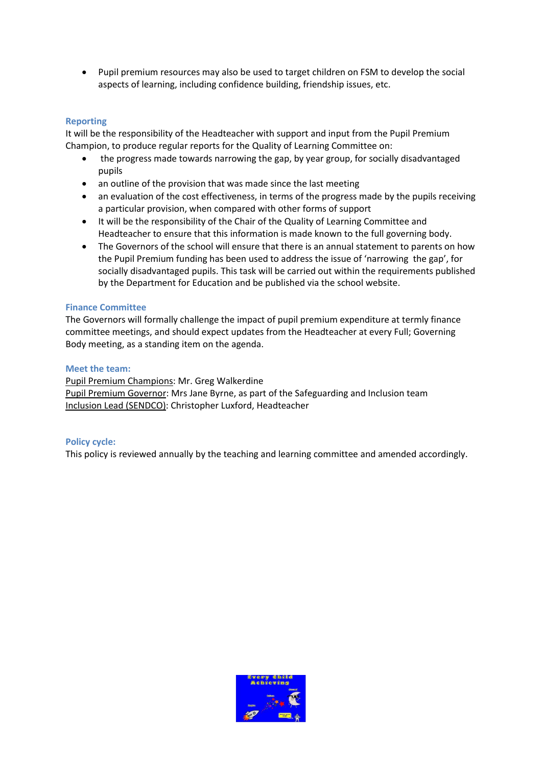- Pupil premium resources may also be used to target children on FSM to develop the social aspects of learning, including confidence building, friendship issues, etc.

### Reporting

It will be the responsibility of the Headteacher with support and input from the Pupil Premium Champion, to produce regular reports for the Quality of Learning Committee on:

- the progress made towards narrowing the gap, by year group, for socially disadvantaged pupils
- an outline of the provision that was made since the last meeting
- an evaluation of the cost effectiveness, in terms of the progress made by the pupils receiving a particular provision, when compared with other forms of support
- It will be the responsibility of the Chair of the Quality of Learning Committee and Headteacher to ensure that this information is made known to the full governing body.
- The Governors of the school will ensure that there is an annual statement to parents on how the Pupil Premium funding has been used to address the issue of 'narrowing the gap', for socially disadvantaged pupils. This task will be carried out within the requirements published by the Department for Education and be published via the school website.

### Finance Committee

The Governors will formally challenge the impact of pupil premium expenditure at termly finance committee meetings, and should expect updates from the Headteacher at every Full; Governing Body meeting, as a standing item on the agenda.

### Meet the team:

Pupil Premium Champions: Mr. Greg Walkerdine
Pupil Premium Governor: Mrs Jane Byrne, as part of the Safeguarding and Inclusion team
Inclusion Lead (SENDCO): Christopher Luxford, Headteacher

### Policy cycle:

This policy is reviewed annually by the teaching and learning committee and amended accordingly.